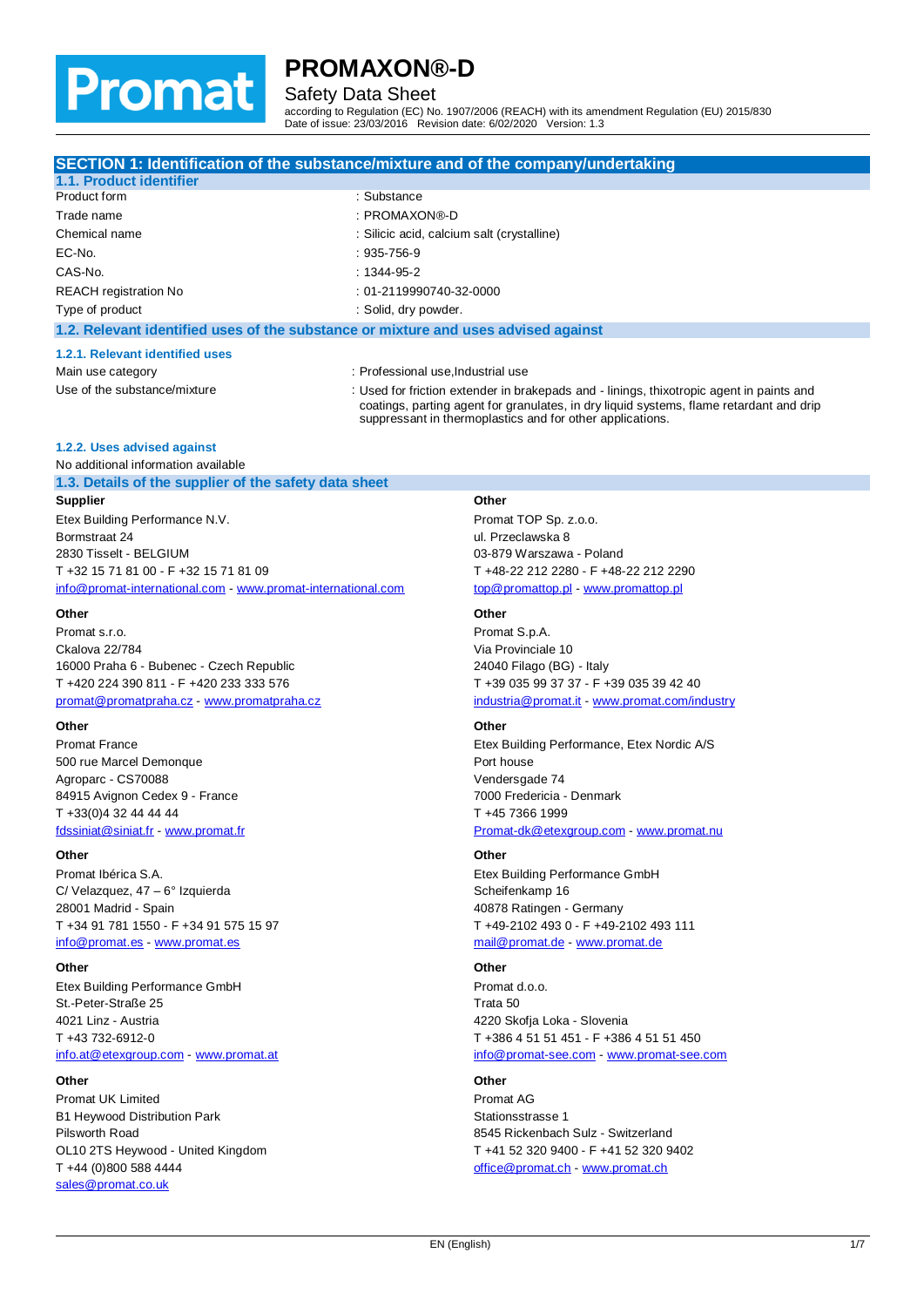# PROMAXON®-D

Safety Data Sheet

according to Regulation (EC) No. 1907/2006 (REACH) with its amendment Regulation (EU) 2015/830
Date of issue: 23/03/2016 Revision date: 6/02/2020 Version: 1.3

## SECTION 1: Identification of the substance/mixture and of the company/undertaking

### 1.1. Product identifier

| | |
|---|---|
| Product form | : Substance |
| Trade name | : PROMAXON®-D |
| Chemical name | : Silicic acid, calcium salt (crystalline) |
| EC-No. | : 935-756-9 |
| CAS-No. | : 1344-95-2 |
| REACH registration No | : 01-2119990740-32-0000 |
| Type of product | : Solid, dry powder. |

### 1.2. Relevant identified uses of the substance or mixture and uses advised against

#### 1.2.1. Relevant identified uses

| | |
|---|---|
| Main use category | : Professional use,Industrial use |
| Use of the substance/mixture | : Used for friction extender in brakepads and - linings, thixotropic agent in paints and coatings, parting agent for granulates, in dry liquid systems, flame retardant and drip suppressant in thermoplastics and for other applications. |

#### 1.2.2. Uses advised against

No additional information available

### 1.3. Details of the supplier of the safety data sheet

**Supplier**
Etex Building Performance N.V.
Bormstraat 24
2830 Tisselt - BELGIUM
T +32 15 71 81 00 - F +32 15 71 81 09
info@promat-international.com - www.promat-international.com

**Other**
Promat TOP Sp. z.o.o.
ul. Przeclawska 8
03-879 Warszawa - Poland
T +48-22 212 2280 - F +48-22 212 2290
top@promattop.pl - www.promattop.pl

**Other**
Promat s.r.o.
Ckalova 22/784
16000 Praha 6 - Bubenec - Czech Republic
T +420 224 390 811 - F +420 233 333 576
promat@promatpraha.cz - www.promatpraha.cz

**Other**
Promat S.p.A.
Via Provinciale 10
24040 Filago (BG) - Italy
T +39 035 99 37 37 - F +39 035 39 42 40
industria@promat.it - www.promat.com/industry

**Other**
Promat France
500 rue Marcel Demonque
Agroparc - CS70088
84915 Avignon Cedex 9 - France
T +33(0)4 32 44 44 44
fdssiniat@siniat.fr - www.promat.fr

**Other**
Etex Building Performance, Etex Nordic A/S
Port house
Vendersgade 74
7000 Fredericia - Denmark
T +45 7366 1999
Promat-dk@etexgroup.com - www.promat.nu

**Other**
Promat Ibérica S.A.
C/ Velazquez, 47 – 6° Izquierda
28001 Madrid - Spain
T +34 91 781 1550 - F +34 91 575 15 97
info@promat.es - www.promat.es

**Other**
Etex Building Performance GmbH
Scheifenkamp 16
40878 Ratingen - Germany
T +49-2102 493 0 - F +49-2102 493 111
mail@promat.de - www.promat.de

**Other**
Etex Building Performance GmbH
St.-Peter-Straße 25
4021 Linz - Austria
T +43 732-6912-0
info.at@etexgroup.com - www.promat.at

**Other**
Promat d.o.o.
Trata 50
4220 Skofja Loka - Slovenia
T +386 4 51 51 451 - F +386 4 51 51 450
info@promat-see.com - www.promat-see.com

**Other**
Promat UK Limited
B1 Heywood Distribution Park
Pilsworth Road
OL10 2TS Heywood - United Kingdom
T +44 (0)800 588 4444
sales@promat.co.uk

**Other**
Promat AG
Stationsstrasse 1
8545 Rickenbach Sulz - Switzerland
T +41 52 320 9400 - F +41 52 320 9402
office@promat.ch - www.promat.ch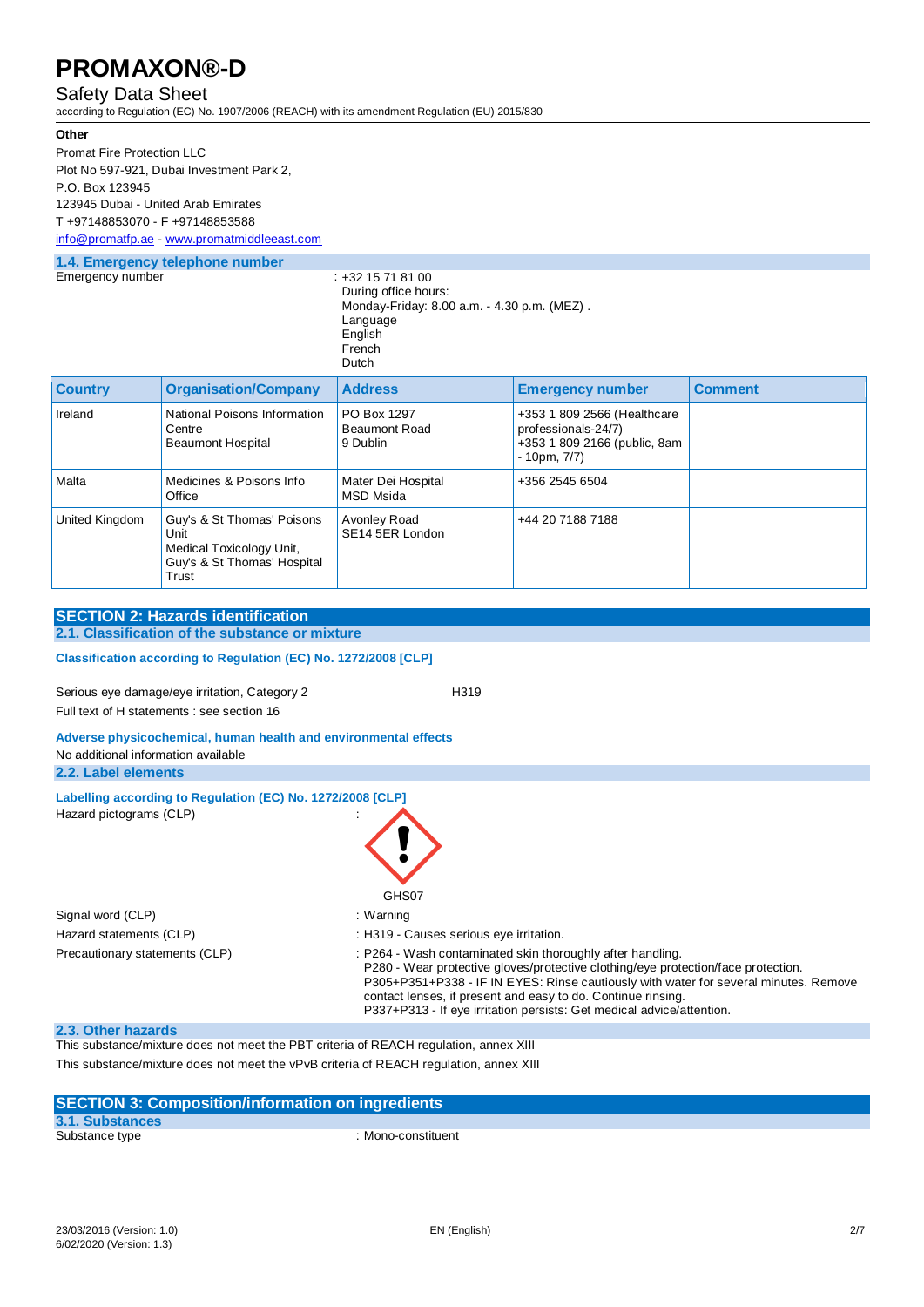**Other**

Promat Fire Protection LLC
Plot No 597-921, Dubai Investment Park 2,
P.O. Box 123945
123945 Dubai - United Arab Emirates
T +97148853070 - F +97148853588
info@promatfp.ae - www.promatmiddleeast.com

### 1.4. Emergency telephone number

Emergency number : +32 15 71 81 00
During office hours:
Monday-Friday: 8.00 a.m. - 4.30 p.m. (MEZ) .
Language
English
French
Dutch

| Country | Organisation/Company | Address | Emergency number | Comment |
|---|---|---|---|---|
| Ireland | National Poisons Information Centre Beaumont Hospital | PO Box 1297 Beaumont Road 9 Dublin | +353 1 809 2566 (Healthcare professionals-24/7) +353 1 809 2166 (public, 8am - 10pm, 7/7) | |
| Malta | Medicines & Poisons Info Office | Mater Dei Hospital MSD Msida | +356 2545 6504 | |
| United Kingdom | Guy's & St Thomas' Poisons Unit Medical Toxicology Unit, Guy's & St Thomas' Hospital Trust | Avonley Road SE14 5ER London | +44 20 7188 7188 | |

## SECTION 2: Hazards identification

### 2.1. Classification of the substance or mixture

**Classification according to Regulation (EC) No. 1272/2008 [CLP]**

Serious eye damage/eye irritation, Category 2 H319

Full text of H statements : see section 16

**Adverse physicochemical, human health and environmental effects**

No additional information available

### 2.2. Label elements

**Labelling according to Regulation (EC) No. 1272/2008 [CLP]**

Hazard pictograms (CLP) :

GHS07

Signal word (CLP) : Warning

Hazard statements (CLP) : H319 - Causes serious eye irritation.

Precautionary statements (CLP) : P264 - Wash contaminated skin thoroughly after handling.
P280 - Wear protective gloves/protective clothing/eye protection/face protection.
P305+P351+P338 - IF IN EYES: Rinse cautiously with water for several minutes. Remove contact lenses, if present and easy to do. Continue rinsing.
P337+P313 - If eye irritation persists: Get medical advice/attention.

### 2.3. Other hazards

This substance/mixture does not meet the PBT criteria of REACH regulation, annex XIII

This substance/mixture does not meet the vPvB criteria of REACH regulation, annex XIII

## SECTION 3: Composition/information on ingredients

### 3.1. Substances

Substance type : Mono-constituent

23/03/2016 (Version: 1.0)
6/02/2020 (Version: 1.3)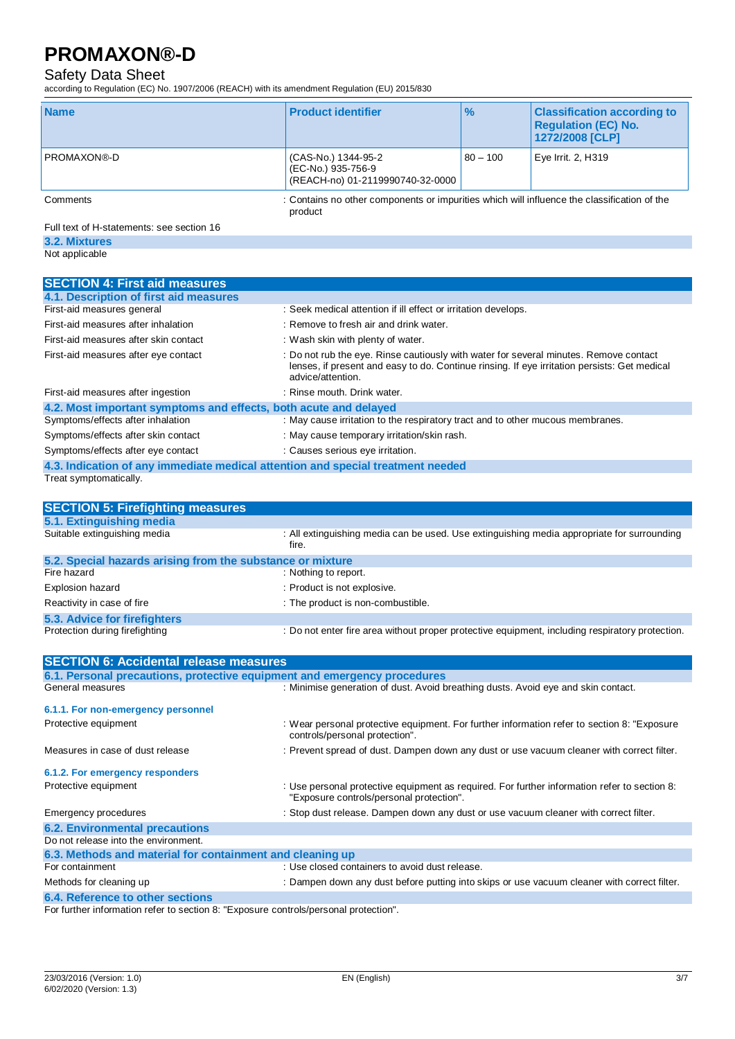# PROMAXON®-D

Safety Data Sheet

according to Regulation (EC) No. 1907/2006 (REACH) with its amendment Regulation (EU) 2015/830

| Name | Product identifier | % | Classification according to Regulation (EC) No. 1272/2008 [CLP] |
|---|---|---|---|
| PROMAXON®-D | (CAS-No.) 1344-95-2<br>(EC-No.) 935-756-9<br>(REACH-no) 01-2119990740-32-0000 | 80 – 100 | Eye Irrit. 2, H319 |

Comments : Contains no other components or impurities which will influence the classification of the product

Full text of H-statements: see section 16

### 3.2. Mixtures

Not applicable

## SECTION 4: First aid measures

### 4.1. Description of first aid measures

| | |
|---|---|
| First-aid measures general | : Seek medical attention if ill effect or irritation develops. |
| First-aid measures after inhalation | : Remove to fresh air and drink water. |
| First-aid measures after skin contact | : Wash skin with plenty of water. |
| First-aid measures after eye contact | : Do not rub the eye. Rinse cautiously with water for several minutes. Remove contact lenses, if present and easy to do. Continue rinsing. If eye irritation persists: Get medical advice/attention. |
| First-aid measures after ingestion | : Rinse mouth. Drink water. |

### 4.2. Most important symptoms and effects, both acute and delayed

| | |
|---|---|
| Symptoms/effects after inhalation | : May cause irritation to the respiratory tract and to other mucous membranes. |
| Symptoms/effects after skin contact | : May cause temporary irritation/skin rash. |
| Symptoms/effects after eye contact | : Causes serious eye irritation. |

### 4.3. Indication of any immediate medical attention and special treatment needed

Treat symptomatically.

## SECTION 5: Firefighting measures

### 5.1. Extinguishing media

| | |
|---|---|
| Suitable extinguishing media | : All extinguishing media can be used. Use extinguishing media appropriate for surrounding fire. |

### 5.2. Special hazards arising from the substance or mixture

| | |
|---|---|
| Fire hazard | : Nothing to report. |
| Explosion hazard | : Product is not explosive. |
| Reactivity in case of fire | : The product is non-combustible. |

### 5.3. Advice for firefighters

| | |
|---|---|
| Protection during firefighting | : Do not enter fire area without proper protective equipment, including respiratory protection. |

## SECTION 6: Accidental release measures

### 6.1. Personal precautions, protective equipment and emergency procedures

| | |
|---|---|
| General measures | : Minimise generation of dust. Avoid breathing dusts. Avoid eye and skin contact. |

#### 6.1.1. For non-emergency personnel

| | |
|---|---|
| Protective equipment | : Wear personal protective equipment. For further information refer to section 8: "Exposure controls/personal protection". |
| Measures in case of dust release | : Prevent spread of dust. Dampen down any dust or use vacuum cleaner with correct filter. |

#### 6.1.2. For emergency responders

| | |
|---|---|
| Protective equipment | : Use personal protective equipment as required. For further information refer to section 8: "Exposure controls/personal protection". |
| Emergency procedures | : Stop dust release. Dampen down any dust or use vacuum cleaner with correct filter. |

### 6.2. Environmental precautions

Do not release into the environment.

### 6.3. Methods and material for containment and cleaning up

| | |
|---|---|
| For containment | : Use closed containers to avoid dust release. |
| Methods for cleaning up | : Dampen down any dust before putting into skips or use vacuum cleaner with correct filter. |

### 6.4. Reference to other sections

For further information refer to section 8: "Exposure controls/personal protection".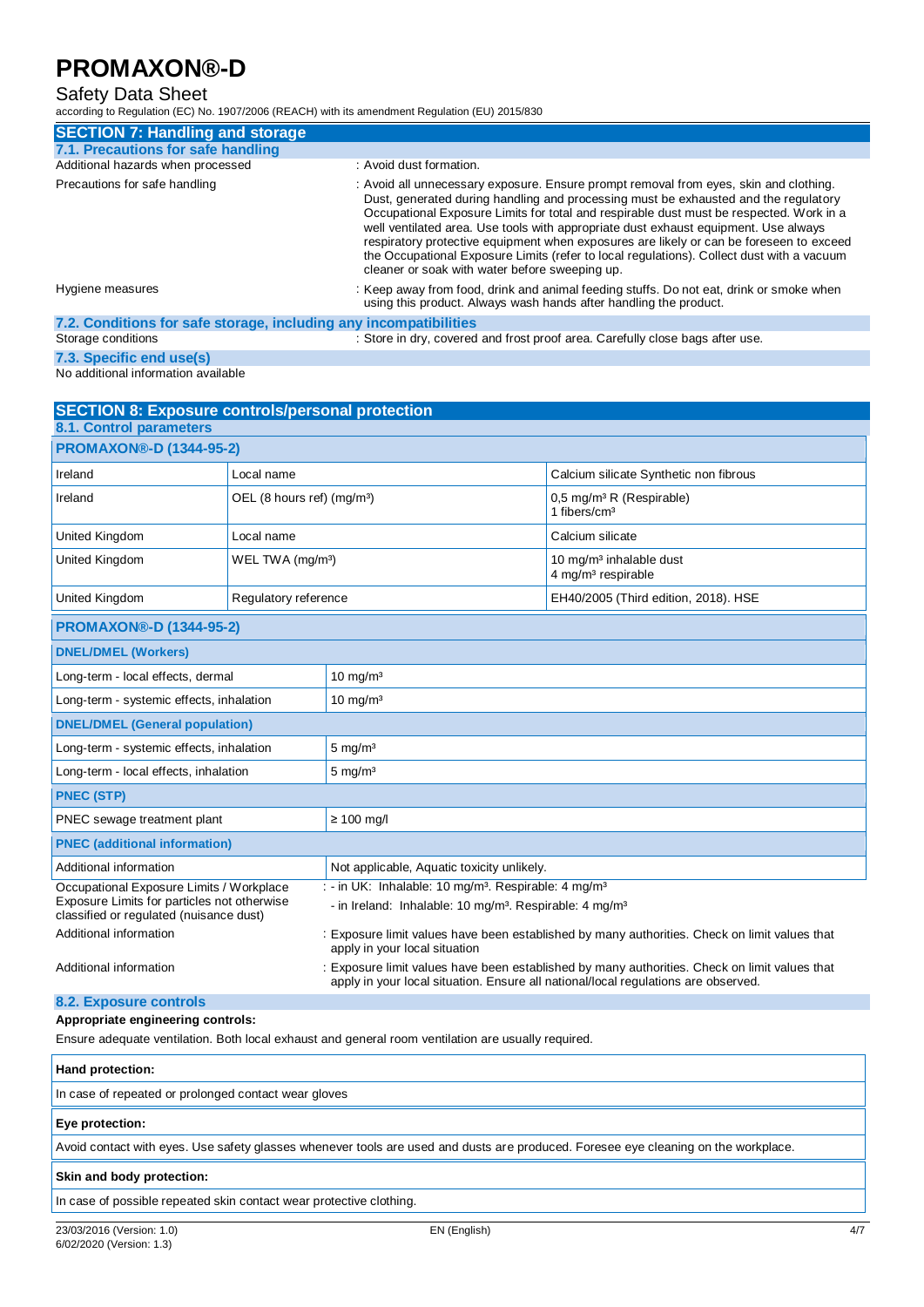# PROMAXON®-D

Safety Data Sheet

according to Regulation (EC) No. 1907/2006 (REACH) with its amendment Regulation (EU) 2015/830

## SECTION 7: Handling and storage

### 7.1. Precautions for safe handling

| | |
|---|---|
| Additional hazards when processed | : Avoid dust formation. |
| Precautions for safe handling | : Avoid all unnecessary exposure. Ensure prompt removal from eyes, skin and clothing. Dust, generated during handling and processing must be exhausted and the regulatory Occupational Exposure Limits for total and respirable dust must be respected. Work in a well ventilated area. Use tools with appropriate dust exhaust equipment. Use always respiratory protective equipment when exposures are likely or can be foreseen to exceed the Occupational Exposure Limits (refer to local regulations). Collect dust with a vacuum cleaner or soak with water before sweeping up. |
| Hygiene measures | : Keep away from food, drink and animal feeding stuffs. Do not eat, drink or smoke when using this product. Always wash hands after handling the product. |

### 7.2. Conditions for safe storage, including any incompatibilities

| | |
|---|---|
| Storage conditions | : Store in dry, covered and frost proof area. Carefully close bags after use. |

### 7.3. Specific end use(s)

No additional information available

## SECTION 8: Exposure controls/personal protection

### 8.1. Control parameters

| PROMAXON®-D (1344-95-2) | | |
|---|---|---|
| Ireland | Local name | Calcium silicate Synthetic non fibrous |
| Ireland | OEL (8 hours ref) (mg/m³) | 0,5 mg/m³ R (Respirable)<br>1 fibers/cm³ |
| United Kingdom | Local name | Calcium silicate |
| United Kingdom | WEL TWA (mg/m³) | 10 mg/m³ inhalable dust<br>4 mg/m³ respirable |
| United Kingdom | Regulatory reference | EH40/2005 (Third edition, 2018). HSE |

| PROMAXON®-D (1344-95-2) | |
|---|---|
| **DNEL/DMEL (Workers)** | |
| Long-term - local effects, dermal | 10 mg/m³ |
| Long-term - systemic effects, inhalation | 10 mg/m³ |
| **DNEL/DMEL (General population)** | |
| Long-term - systemic effects, inhalation | 5 mg/m³ |
| Long-term - local effects, inhalation | 5 mg/m³ |
| **PNEC (STP)** | |
| PNEC sewage treatment plant | ≥ 100 mg/l |
| **PNEC (additional information)** | |
| Additional information | Not applicable, Aquatic toxicity unlikely. |

| | |
|---|---|
| Occupational Exposure Limits / Workplace Exposure Limits for particles not otherwise classified or regulated (nuisance dust) | : - in UK: Inhalable: 10 mg/m³. Respirable: 4 mg/m³<br>- in Ireland: Inhalable: 10 mg/m³. Respirable: 4 mg/m³ |
| Additional information | : Exposure limit values have been established by many authorities. Check on limit values that apply in your local situation |
| Additional information | : Exposure limit values have been established by many authorities. Check on limit values that apply in your local situation. Ensure all national/local regulations are observed. |

### 8.2. Exposure controls

**Appropriate engineering controls:**

Ensure adequate ventilation. Both local exhaust and general room ventilation are usually required.

**Hand protection:**

In case of repeated or prolonged contact wear gloves

**Eye protection:**

Avoid contact with eyes. Use safety glasses whenever tools are used and dusts are produced. Foresee eye cleaning on the workplace.

**Skin and body protection:**

In case of possible repeated skin contact wear protective clothing.

23/03/2016 (Version: 1.0)
6/02/2020 (Version: 1.3)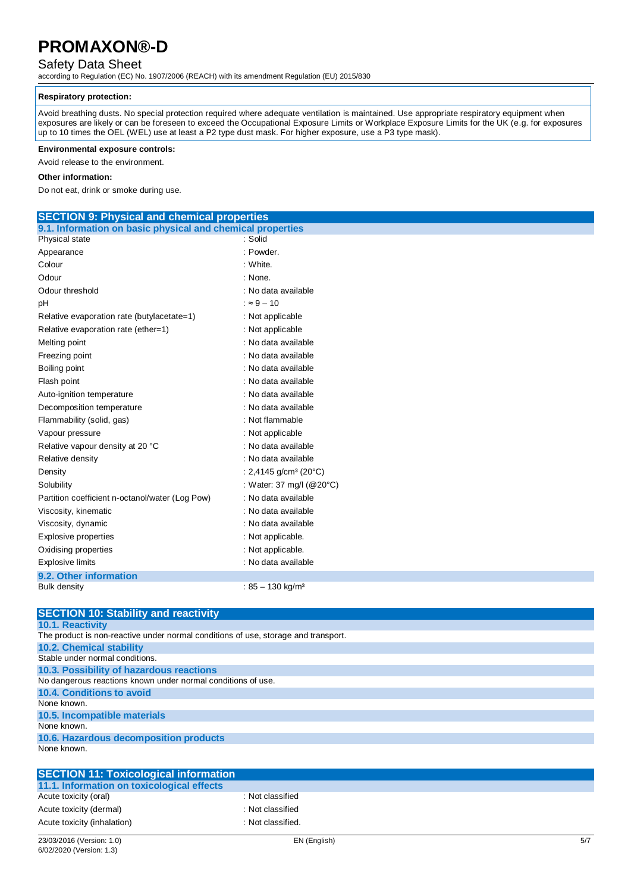**Respiratory protection:**

Avoid breathing dusts. No special protection required where adequate ventilation is maintained. Use appropriate respiratory equipment when exposures are likely or can be foreseen to exceed the Occupational Exposure Limits or Workplace Exposure Limits for the UK (e.g. for exposures up to 10 times the OEL (WEL) use at least a P2 type dust mask. For higher exposure, use a P3 type mask).

**Environmental exposure controls:**

Avoid release to the environment.

**Other information:**

Do not eat, drink or smoke during use.

## SECTION 9: Physical and chemical properties

### 9.1. Information on basic physical and chemical properties

| Property | Value |
|---|---|
| Physical state | : Solid |
| Appearance | : Powder. |
| Colour | : White. |
| Odour | : None. |
| Odour threshold | : No data available |
| pH | : ≈ 9 – 10 |
| Relative evaporation rate (butylacetate=1) | : Not applicable |
| Relative evaporation rate (ether=1) | : Not applicable |
| Melting point | : No data available |
| Freezing point | : No data available |
| Boiling point | : No data available |
| Flash point | : No data available |
| Auto-ignition temperature | : No data available |
| Decomposition temperature | : No data available |
| Flammability (solid, gas) | : Not flammable |
| Vapour pressure | : Not applicable |
| Relative vapour density at 20 °C | : No data available |
| Relative density | : No data available |
| Density | : 2,4145 g/cm³ (20°C) |
| Solubility | : Water: 37 mg/l (@20°C) |
| Partition coefficient n-octanol/water (Log Pow) | : No data available |
| Viscosity, kinematic | : No data available |
| Viscosity, dynamic | : No data available |
| Explosive properties | : Not applicable. |
| Oxidising properties | : Not applicable. |
| Explosive limits | : No data available |

### 9.2. Other information

| Property | Value |
|---|---|
| Bulk density | : 85 – 130 kg/m³ |

## SECTION 10: Stability and reactivity

### 10.1. Reactivity

The product is non-reactive under normal conditions of use, storage and transport.

### 10.2. Chemical stability

Stable under normal conditions.

### 10.3. Possibility of hazardous reactions

No dangerous reactions known under normal conditions of use.

### 10.4. Conditions to avoid

None known.

### 10.5. Incompatible materials

None known.

### 10.6. Hazardous decomposition products

None known.

## SECTION 11: Toxicological information

### 11.1. Information on toxicological effects

| Property | Value |
|---|---|
| Acute toxicity (oral) | : Not classified |
| Acute toxicity (dermal) | : Not classified |
| Acute toxicity (inhalation) | : Not classified. |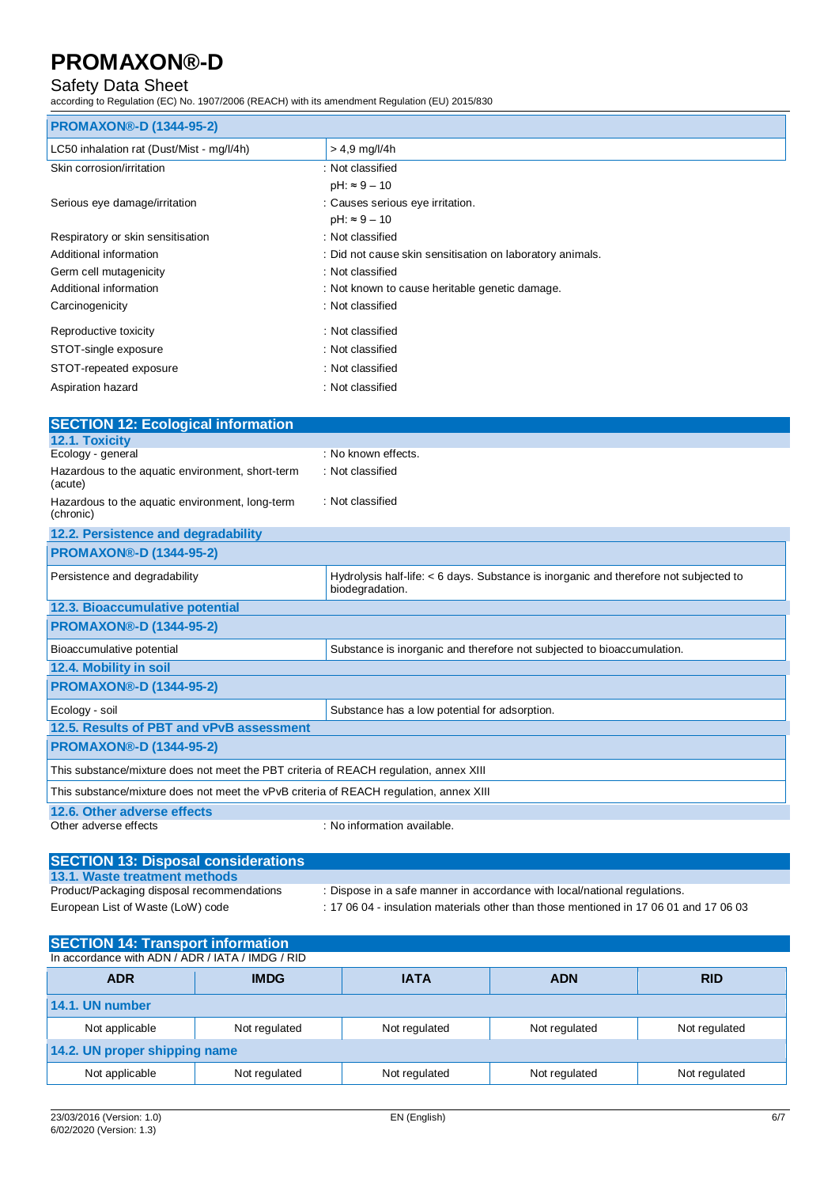| PROMAXON®-D (1344-95-2) | |
|---|---|
| LC50 inhalation rat (Dust/Mist - mg/l/4h) | > 4,9 mg/l/4h |

Skin corrosion/irritation : Not classified
pH: ≈ 9 – 10

Serious eye damage/irritation : Causes serious eye irritation.
pH: ≈ 9 – 10

Respiratory or skin sensitisation : Not classified

Additional information : Did not cause skin sensitisation on laboratory animals.

Germ cell mutagenicity : Not classified

Additional information : Not known to cause heritable genetic damage.

Carcinogenicity : Not classified

Reproductive toxicity : Not classified

STOT-single exposure : Not classified

STOT-repeated exposure : Not classified

Aspiration hazard : Not classified

## SECTION 12: Ecological information

### 12.1. Toxicity

Ecology - general : No known effects.

Hazardous to the aquatic environment, short-term (acute) : Not classified

Hazardous to the aquatic environment, long-term (chronic) : Not classified

### 12.2. Persistence and degradability

| PROMAXON®-D (1344-95-2) | |
|---|---|
| Persistence and degradability | Hydrolysis half-life: < 6 days. Substance is inorganic and therefore not subjected to biodegradation. |

### 12.3. Bioaccumulative potential

| PROMAXON®-D (1344-95-2) | |
|---|---|
| Bioaccumulative potential | Substance is inorganic and therefore not subjected to bioaccumulation. |

### 12.4. Mobility in soil

| PROMAXON®-D (1344-95-2) | |
|---|---|
| Ecology - soil | Substance has a low potential for adsorption. |

### 12.5. Results of PBT and vPvB assessment

| PROMAXON®-D (1344-95-2) |
|---|
| This substance/mixture does not meet the PBT criteria of REACH regulation, annex XIII |
| This substance/mixture does not meet the vPvB criteria of REACH regulation, annex XIII |

### 12.6. Other adverse effects

Other adverse effects : No information available.

## SECTION 13: Disposal considerations

### 13.1. Waste treatment methods

Product/Packaging disposal recommendations : Dispose in a safe manner in accordance with local/national regulations.

European List of Waste (LoW) code : 17 06 04 - insulation materials other than those mentioned in 17 06 01 and 17 06 03

## SECTION 14: Transport information

In accordance with ADN / ADR / IATA / IMDG / RID

| ADR | IMDG | IATA | ADN | RID |
|---|---|---|---|---|
| **14.1. UN number** | | | | |
| Not applicable | Not regulated | Not regulated | Not regulated | Not regulated |
| **14.2. UN proper shipping name** | | | | |
| Not applicable | Not regulated | Not regulated | Not regulated | Not regulated |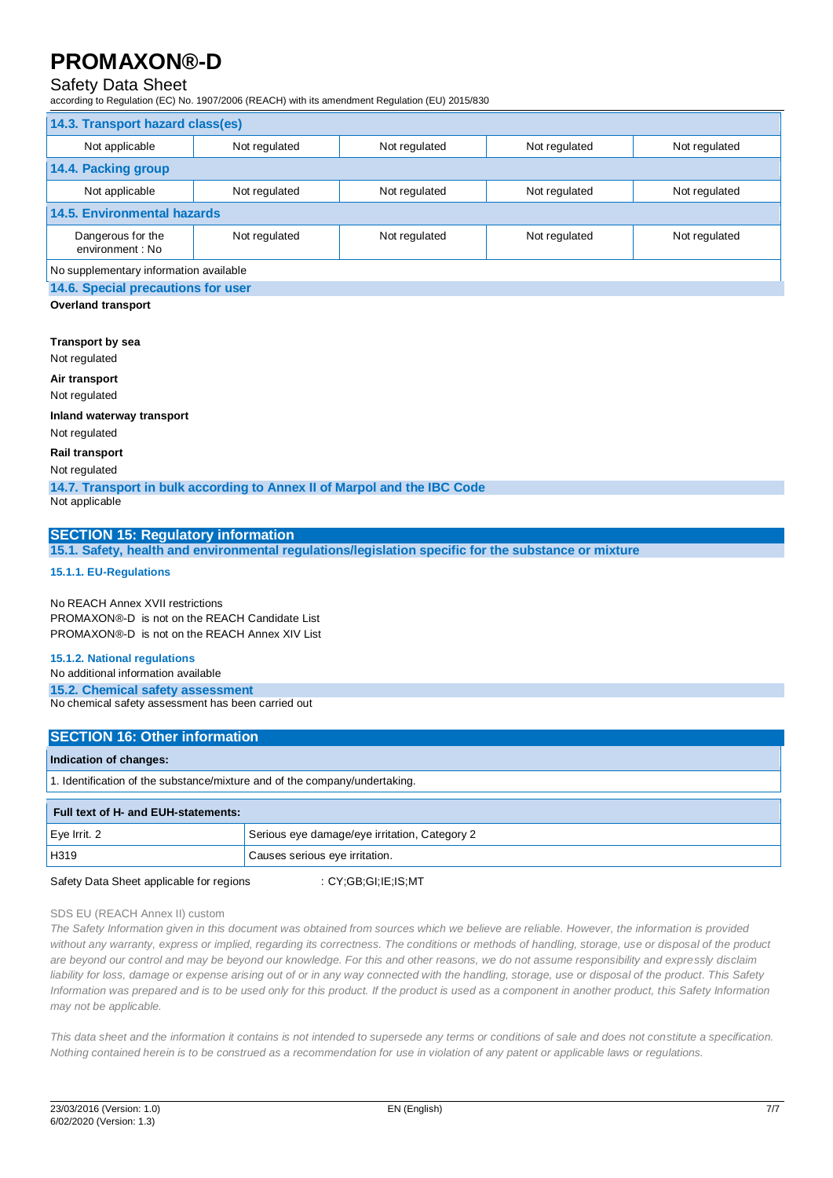| 14.3. Transport hazard class(es) | | | | |
|---|---|---|---|---|
| Not applicable | Not regulated | Not regulated | Not regulated | Not regulated |
| **14.4. Packing group** | | | | |
| Not applicable | Not regulated | Not regulated | Not regulated | Not regulated |
| **14.5. Environmental hazards** | | | | |
| Dangerous for the environment : No | Not regulated | Not regulated | Not regulated | Not regulated |
| No supplementary information available | | | | |

### 14.6. Special precautions for user

**Overland transport**

**Transport by sea**

Not regulated

**Air transport**

Not regulated

**Inland waterway transport**

Not regulated

**Rail transport**

Not regulated

### 14.7. Transport in bulk according to Annex II of Marpol and the IBC Code

Not applicable

## SECTION 15: Regulatory information

### 15.1. Safety, health and environmental regulations/legislation specific for the substance or mixture

#### 15.1.1. EU-Regulations

No REACH Annex XVII restrictions
PROMAXON®-D is not on the REACH Candidate List
PROMAXON®-D is not on the REACH Annex XIV List

#### 15.1.2. National regulations

No additional information available

### 15.2. Chemical safety assessment

No chemical safety assessment has been carried out

## SECTION 16: Other information

| Indication of changes: |
|---|
| 1. Identification of the substance/mixture and of the company/undertaking. |

| Full text of H- and EUH-statements: | |
|---|---|
| Eye Irrit. 2 | Serious eye damage/eye irritation, Category 2 |
| H319 | Causes serious eye irritation. |

Safety Data Sheet applicable for regions : CY;GB;GI;IE;IS;MT

SDS EU (REACH Annex II) custom

*The Safety Information given in this document was obtained from sources which we believe are reliable. However, the information is provided without any warranty, express or implied, regarding its correctness. The conditions or methods of handling, storage, use or disposal of the product are beyond our control and may be beyond our knowledge. For this and other reasons, we do not assume responsibility and expressly disclaim liability for loss, damage or expense arising out of or in any way connected with the handling, storage, use or disposal of the product. This Safety Information was prepared and is to be used only for this product. If the product is used as a component in another product, this Safety Information may not be applicable.*

*This data sheet and the information it contains is not intended to supersede any terms or conditions of sale and does not constitute a specification. Nothing contained herein is to be construed as a recommendation for use in violation of any patent or applicable laws or regulations.*